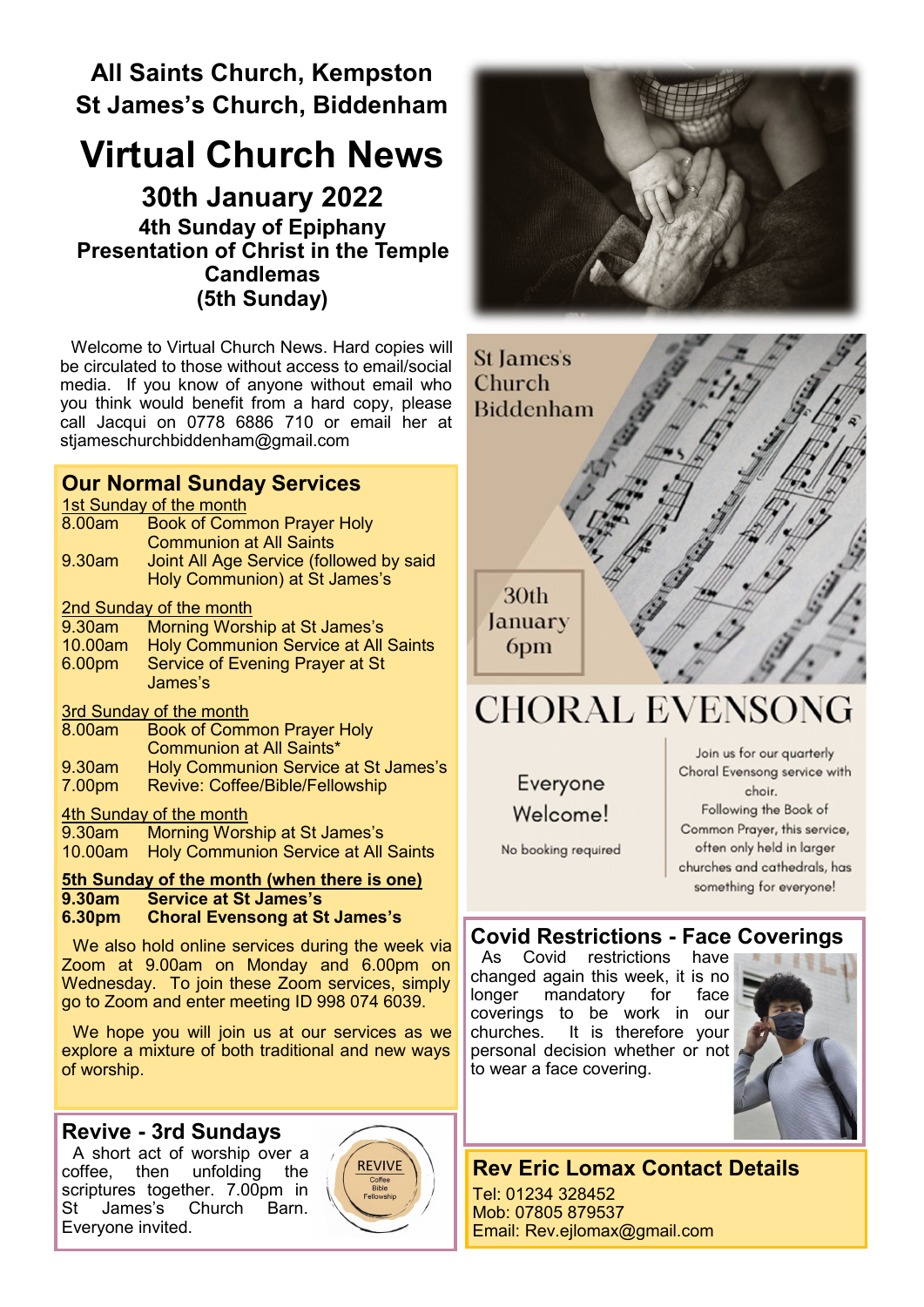# All Saints Church, Kempston
# St James's Church, Biddenham

# Virtual Church News

## 30th January 2022

### 4th Sunday of Epiphany
### Presentation of Christ in the Temple
### Candlemas
### (5th Sunday)

Welcome to Virtual Church News. Hard copies will be circulated to those without access to email/social media. If you know of anyone without email who you think would benefit from a hard copy, please call Jacqui on 0778 6886 710 or email her at stjameschurchbiddenham@gmail.com

## Our Normal Sunday Services

1st Sunday of the month

- 8.00am Book of Common Prayer Holy Communion at All Saints
- 9.30am Joint All Age Service (followed by said Holy Communion) at St James's

2nd Sunday of the month

- 9.30am Morning Worship at St James's
- 10.00am Holy Communion Service at All Saints
- 6.00pm Service of Evening Prayer at St James's

3rd Sunday of the month

- 8.00am Book of Common Prayer Holy Communion at All Saints*
- 9.30am Holy Communion Service at St James's
- 7.00pm Revive: Coffee/Bible/Fellowship

4th Sunday of the month

- 9.30am Morning Worship at St James's
- 10.00am Holy Communion Service at All Saints

**5th Sunday of the month (when there is one)**

- **9.30am Service at St James's**
- **6.30pm Choral Evensong at St James's**

We also hold online services during the week via Zoom at 9.00am on Monday and 6.00pm on Wednesday. To join these Zoom services, simply go to Zoom and enter meeting ID 998 074 6039.

We hope you will join us at our services as we explore a mixture of both traditional and new ways of worship.

## Revive - 3rd Sundays

A short act of worship over a coffee, then unfolding the scriptures together. 7.00pm in St James's Church Barn. Everyone invited.

St James's Church Biddenham

30th January 6pm

## CHORAL EVENSONG

Everyone Welcome!

No booking required

Join us for our quarterly Choral Evensong service with choir. Following the Book of Common Prayer, this service, often only held in larger churches and cathedrals, has something for everyone!

## Covid Restrictions - Face Coverings

As Covid restrictions have changed again this week, it is no longer mandatory for face coverings to be work in our churches. It is therefore your personal decision whether or not to wear a face covering.

## Rev Eric Lomax Contact Details

Tel: 01234 328452
Mob: 07805 879537
Email: Rev.ejlomax@gmail.com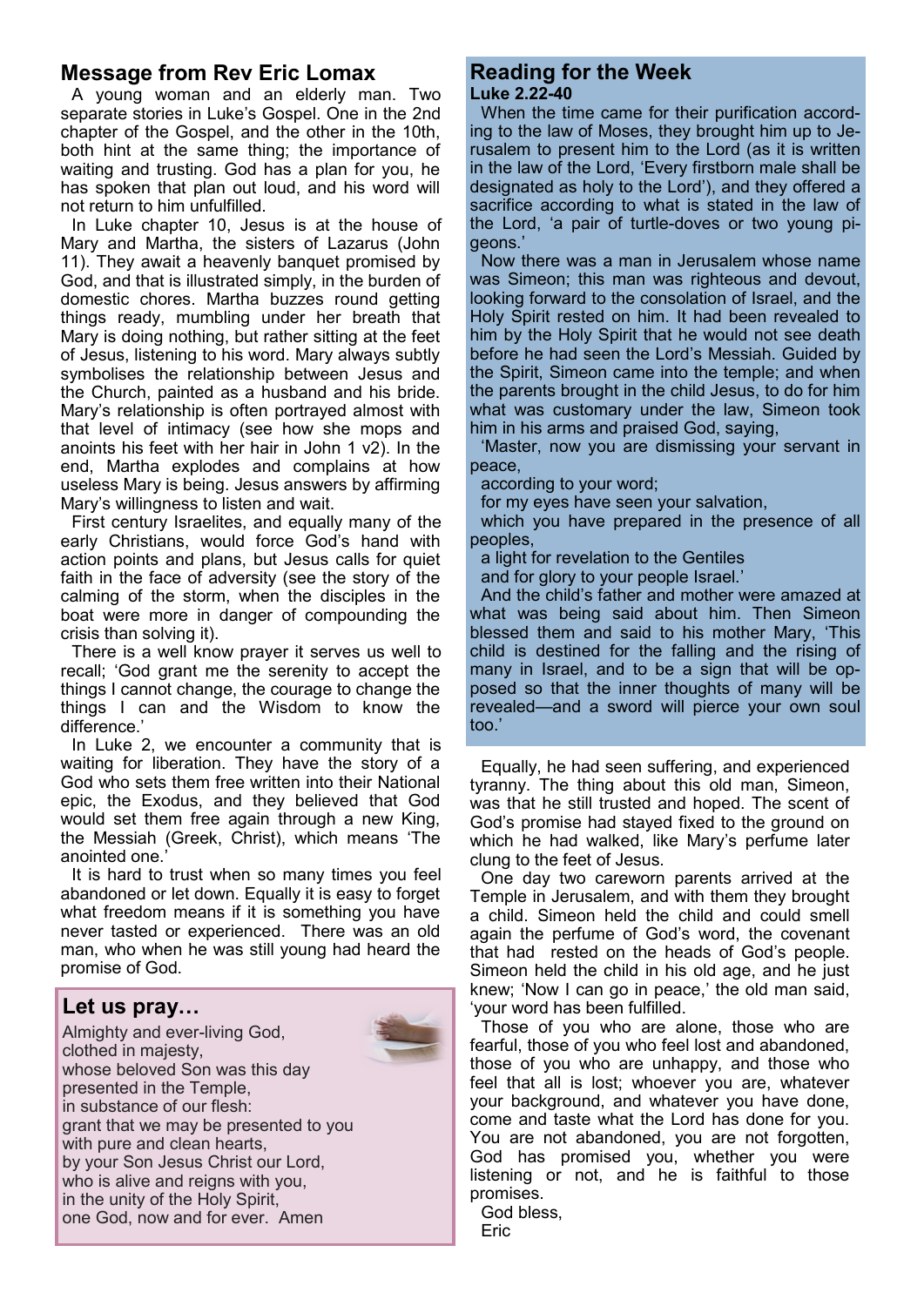## Message from Rev Eric Lomax

A young woman and an elderly man. Two separate stories in Luke's Gospel. One in the 2nd chapter of the Gospel, and the other in the 10th, both hint at the same thing; the importance of waiting and trusting. God has a plan for you, he has spoken that plan out loud, and his word will not return to him unfulfilled.

In Luke chapter 10, Jesus is at the house of Mary and Martha, the sisters of Lazarus (John 11). They await a heavenly banquet promised by God, and that is illustrated simply, in the burden of domestic chores. Martha buzzes round getting things ready, mumbling under her breath that Mary is doing nothing, but rather sitting at the feet of Jesus, listening to his word. Mary always subtly symbolises the relationship between Jesus and the Church, painted as a husband and his bride. Mary's relationship is often portrayed almost with that level of intimacy (see how she mops and anoints his feet with her hair in John 1 v2). In the end, Martha explodes and complains at how useless Mary is being. Jesus answers by affirming Mary's willingness to listen and wait.

First century Israelites, and equally many of the early Christians, would force God's hand with action points and plans, but Jesus calls for quiet faith in the face of adversity (see the story of the calming of the storm, when the disciples in the boat were more in danger of compounding the crisis than solving it).

There is a well know prayer it serves us well to recall; 'God grant me the serenity to accept the things I cannot change, the courage to change the things I can and the Wisdom to know the difference.'

In Luke 2, we encounter a community that is waiting for liberation. They have the story of a God who sets them free written into their National epic, the Exodus, and they believed that God would set them free again through a new King, the Messiah (Greek, Christ), which means 'The anointed one.'

It is hard to trust when so many times you feel abandoned or let down. Equally it is easy to forget what freedom means if it is something you have never tasted or experienced. There was an old man, who when he was still young had heard the promise of God.

## Let us pray…

Almighty and ever-living God,
clothed in majesty,
whose beloved Son was this day
presented in the Temple,
in substance of our flesh:
grant that we may be presented to you
with pure and clean hearts,
by your Son Jesus Christ our Lord,
who is alive and reigns with you,
in the unity of the Holy Spirit,
one God, now and for ever. Amen

## Reading for the Week

**Luke 2.22-40**

When the time came for their purification according to the law of Moses, they brought him up to Jerusalem to present him to the Lord (as it is written in the law of the Lord, 'Every firstborn male shall be designated as holy to the Lord'), and they offered a sacrifice according to what is stated in the law of the Lord, 'a pair of turtle-doves or two young pigeons.'

Now there was a man in Jerusalem whose name was Simeon; this man was righteous and devout, looking forward to the consolation of Israel, and the Holy Spirit rested on him. It had been revealed to him by the Holy Spirit that he would not see death before he had seen the Lord's Messiah. Guided by the Spirit, Simeon came into the temple; and when the parents brought in the child Jesus, to do for him what was customary under the law, Simeon took him in his arms and praised God, saying,

'Master, now you are dismissing your servant in peace,
according to your word;
for my eyes have seen your salvation,
which you have prepared in the presence of all peoples,
a light for revelation to the Gentiles
and for glory to your people Israel.'

And the child's father and mother were amazed at what was being said about him. Then Simeon blessed them and said to his mother Mary, 'This child is destined for the falling and the rising of many in Israel, and to be a sign that will be opposed so that the inner thoughts of many will be revealed—and a sword will pierce your own soul too.'

Equally, he had seen suffering, and experienced tyranny. The thing about this old man, Simeon, was that he still trusted and hoped. The scent of God's promise had stayed fixed to the ground on which he had walked, like Mary's perfume later clung to the feet of Jesus.

One day two careworn parents arrived at the Temple in Jerusalem, and with them they brought a child. Simeon held the child and could smell again the perfume of God's word, the covenant that had rested on the heads of God's people. Simeon held the child in his old age, and he just knew; 'Now I can go in peace,' the old man said, 'your word has been fulfilled.'

Those of you who are alone, those who are fearful, those of you who feel lost and abandoned, those of you who are unhappy, and those who feel that all is lost; whoever you are, whatever your background, and whatever you have done, come and taste what the Lord has done for you. You are not abandoned, you are not forgotten, God has promised you, whether you were listening or not, and he is faithful to those promises.

God bless,
Eric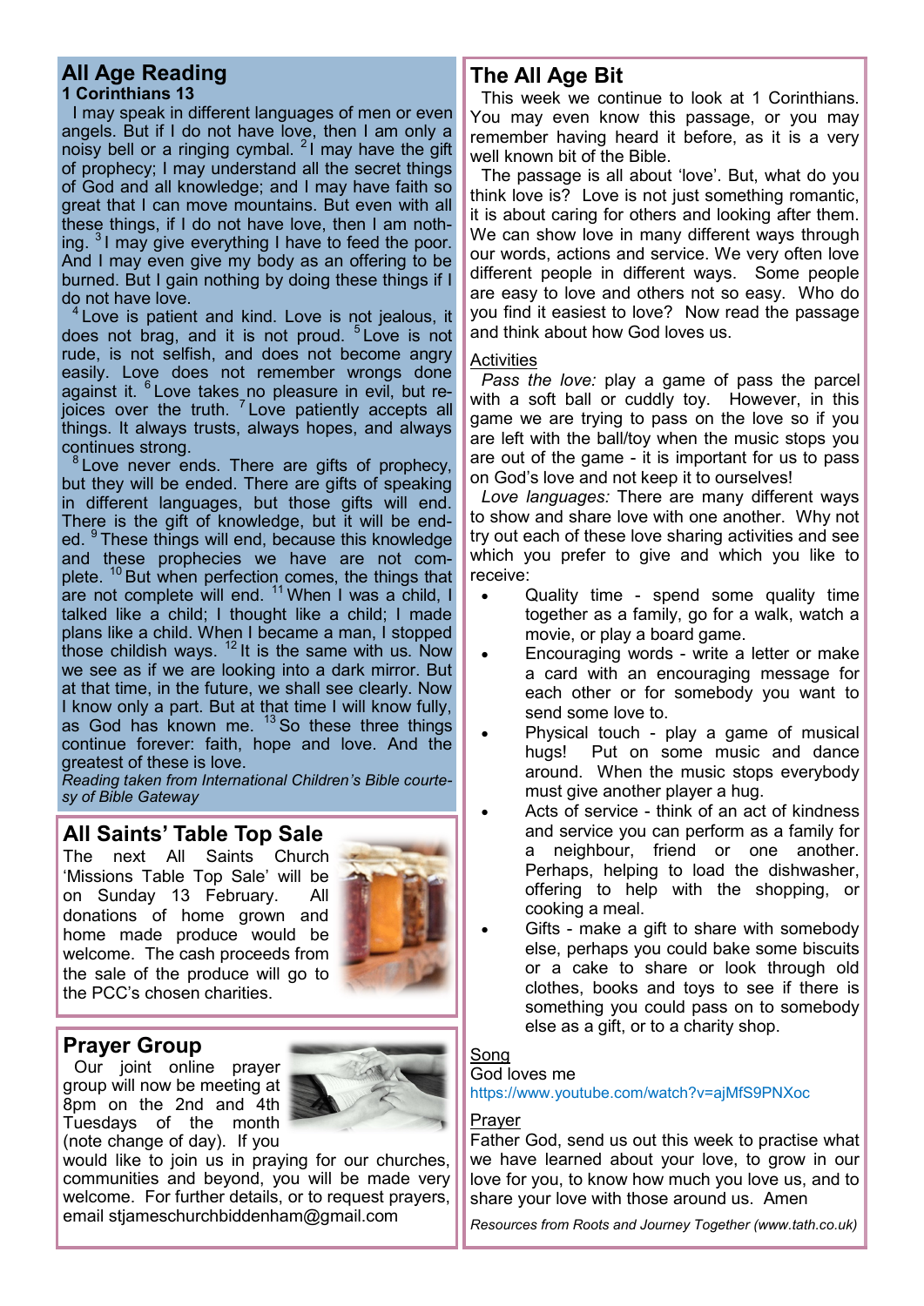## All Age Reading

### 1 Corinthians 13

I may speak in different languages of men or even angels. But if I do not have love, then I am only a noisy bell or a ringing cymbal. [2] I may have the gift of prophecy; I may understand all the secret things of God and all knowledge; and I may have faith so great that I can move mountains. But even with all these things, if I do not have love, then I am nothing. [3] I may give everything I have to feed the poor. And I may even give my body as an offering to be burned. But I gain nothing by doing these things if I do not have love.

[4] Love is patient and kind. Love is not jealous, it does not brag, and it is not proud. [5] Love is not rude, is not selfish, and does not become angry easily. Love does not remember wrongs done against it. [6] Love takes no pleasure in evil, but rejoices over the truth. [7] Love patiently accepts all things. It always trusts, always hopes, and always continues strong.

[8] Love never ends. There are gifts of prophecy, but they will be ended. There are gifts of speaking in different languages, but those gifts will end. There is the gift of knowledge, but it will be ended. [9] These things will end, because this knowledge and these prophecies we have are not complete. [10] But when perfection comes, the things that are not complete will end. [11] When I was a child, I talked like a child; I thought like a child; I made plans like a child. When I became a man, I stopped those childish ways. [12] It is the same with us. Now we see as if we are looking into a dark mirror. But at that time, in the future, we shall see clearly. Now I know only a part. But at that time I will know fully, as God has known me. [13] So these three things continue forever: faith, hope and love. And the greatest of these is love.

*Reading taken from International Children's Bible courtesy of Bible Gateway*

## All Saints' Table Top Sale

The next All Saints Church 'Missions Table Top Sale' will be on Sunday 13 February. All donations of home grown and home made produce would be welcome. The cash proceeds from the sale of the produce will go to the PCC's chosen charities.

## Prayer Group

Our joint online prayer group will now be meeting at 8pm on the 2nd and 4th Tuesdays of the month (note change of day). If you would like to join us in praying for our churches, communities and beyond, you will be made very welcome. For further details, or to request prayers, email stjameschurchbiddenham@gmail.com

## The All Age Bit

This week we continue to look at 1 Corinthians. You may even know this passage, or you may remember having heard it before, as it is a very well known bit of the Bible.

The passage is all about 'love'. But, what do you think love is? Love is not just something romantic, it is about caring for others and looking after them. We can show love in many different ways through our words, actions and service. We very often love different people in different ways. Some people are easy to love and others not so easy. Who do you find it easiest to love? Now read the passage and think about how God loves us.

### Activities

*Pass the love:* play a game of pass the parcel with a soft ball or cuddly toy. However, in this game we are trying to pass on the love so if you are left with the ball/toy when the music stops you are out of the game - it is important for us to pass on God's love and not keep it to ourselves!

*Love languages:* There are many different ways to show and share love with one another. Why not try out each of these love sharing activities and see which you prefer to give and which you like to receive:

- Quality time - spend some quality time together as a family, go for a walk, watch a movie, or play a board game.
- Encouraging words - write a letter or make a card with an encouraging message for each other or for somebody you want to send some love to.
- Physical touch - play a game of musical hugs! Put on some music and dance around. When the music stops everybody must give another player a hug.
- Acts of service - think of an act of kindness and service you can perform as a family for a neighbour, friend or one another. Perhaps, helping to load the dishwasher, offering to help with the shopping, or cooking a meal.
- Gifts - make a gift to share with somebody else, perhaps you could bake some biscuits or a cake to share or look through old clothes, books and toys to see if there is something you could pass on to somebody else as a gift, or to a charity shop.

### Song

God loves me

https://www.youtube.com/watch?v=ajMfS9PNXoc

### Prayer

Father God, send us out this week to practise what we have learned about your love, to grow in our love for you, to know how much you love us, and to share your love with those around us. Amen

*Resources from Roots and Journey Together (www.tath.co.uk)*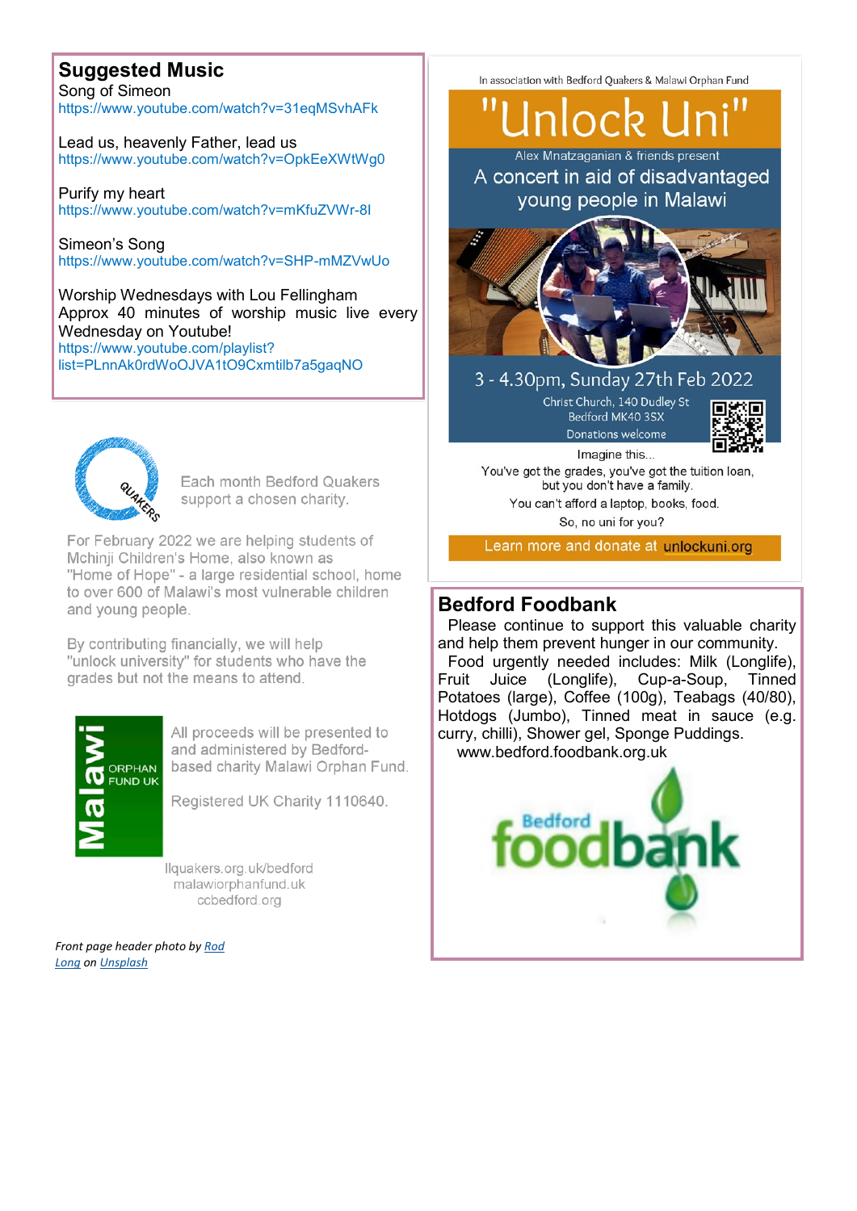## Suggested Music

Song of Simeon
https://www.youtube.com/watch?v=31eqMSvhAFk

Lead us, heavenly Father, lead us
https://www.youtube.com/watch?v=OpkEeXWtWg0

Purify my heart
https://www.youtube.com/watch?v=mKfuZVWr-8I

Simeon's Song
https://www.youtube.com/watch?v=SHP-mMZVwUo

Worship Wednesdays with Lou Fellingham
Approx 40 minutes of worship music live every Wednesday on Youtube!
https://www.youtube.com/playlist?list=PLnnAk0rdWoOJVA1tO9Cxmtilb7a5gaqNO

QUAKERS

Each month Bedford Quakers support a chosen charity.

For February 2022 we are helping students of Mchinji Children's Home, also known as "Home of Hope" - a large residential school, home to over 600 of Malawi's most vulnerable children and young people.

By contributing financially, we will help "unlock university" for students who have the grades but not the means to attend.

Malawi ORPHAN FUND UK

All proceeds will be presented to and administered by Bedford-based charity Malawi Orphan Fund.

Registered UK Charity 1110640.

llquakers.org.uk/bedford
malawiorphanfund.uk
ccbedford.org

*Front page header photo by Rod Long on Unsplash*

In association with Bedford Quakers & Malawi Orphan Fund

# "Unlock Uni"

Alex Mnatzaganian & friends present

A concert in aid of disadvantaged young people in Malawi

3 - 4.30pm, Sunday 27th Feb 2022

Christ Church, 140 Dudley St
Bedford MK40 3SX
Donations welcome

Imagine this...
You've got the grades, you've got the tuition loan, but you don't have a family.
You can't afford a laptop, books, food.
So, no uni for you?

Learn more and donate at unlockuni.org

## Bedford Foodbank

Please continue to support this valuable charity and help them prevent hunger in our community.

Food urgently needed includes: Milk (Longlife), Fruit Juice (Longlife), Cup-a-Soup, Tinned Potatoes (large), Coffee (100g), Teabags (40/80), Hotdogs (Jumbo), Tinned meat in sauce (e.g. curry, chilli), Shower gel, Sponge Puddings.

www.bedford.foodbank.org.uk

Bedford foodbank